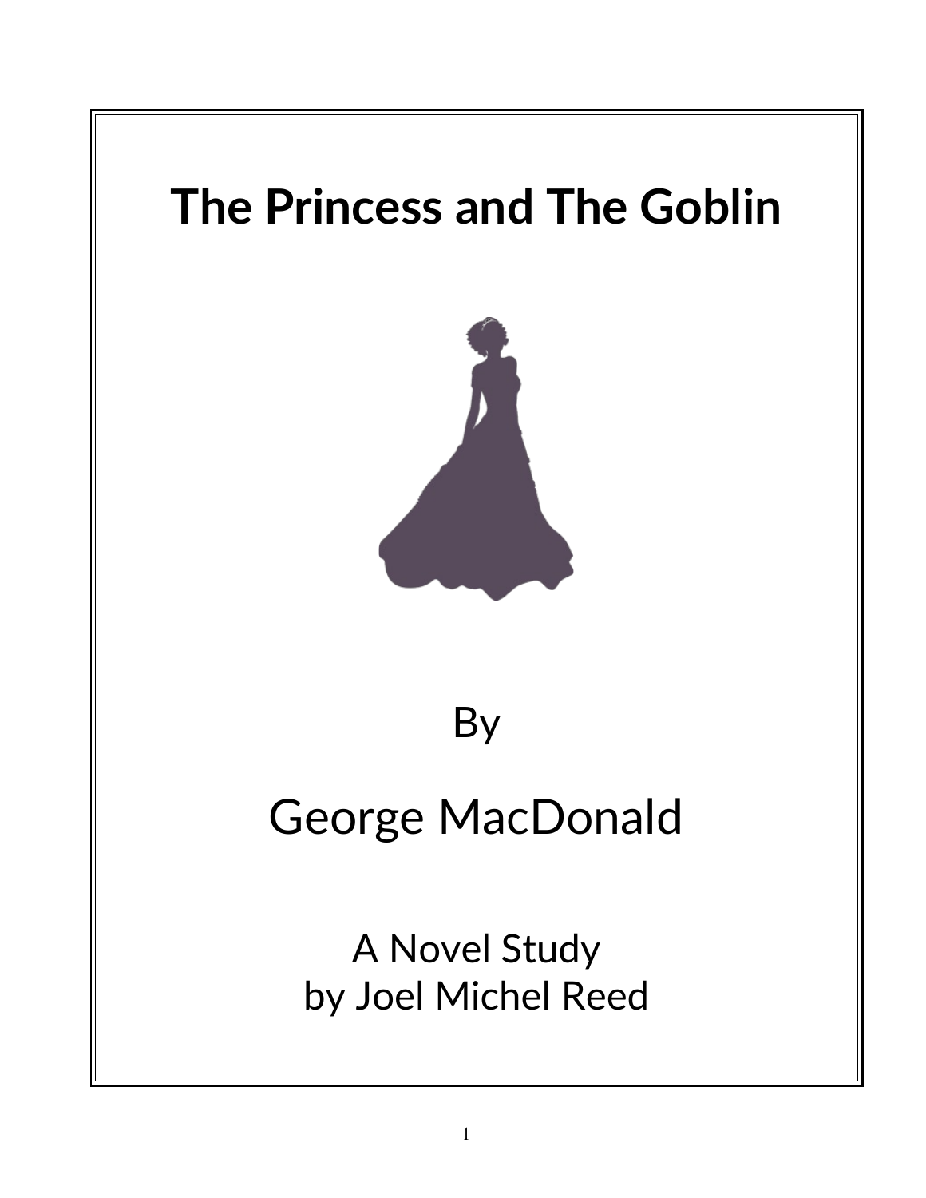# The Princess and The Goblin

By

George MacDonald

A Novel Study
by Joel Michel Reed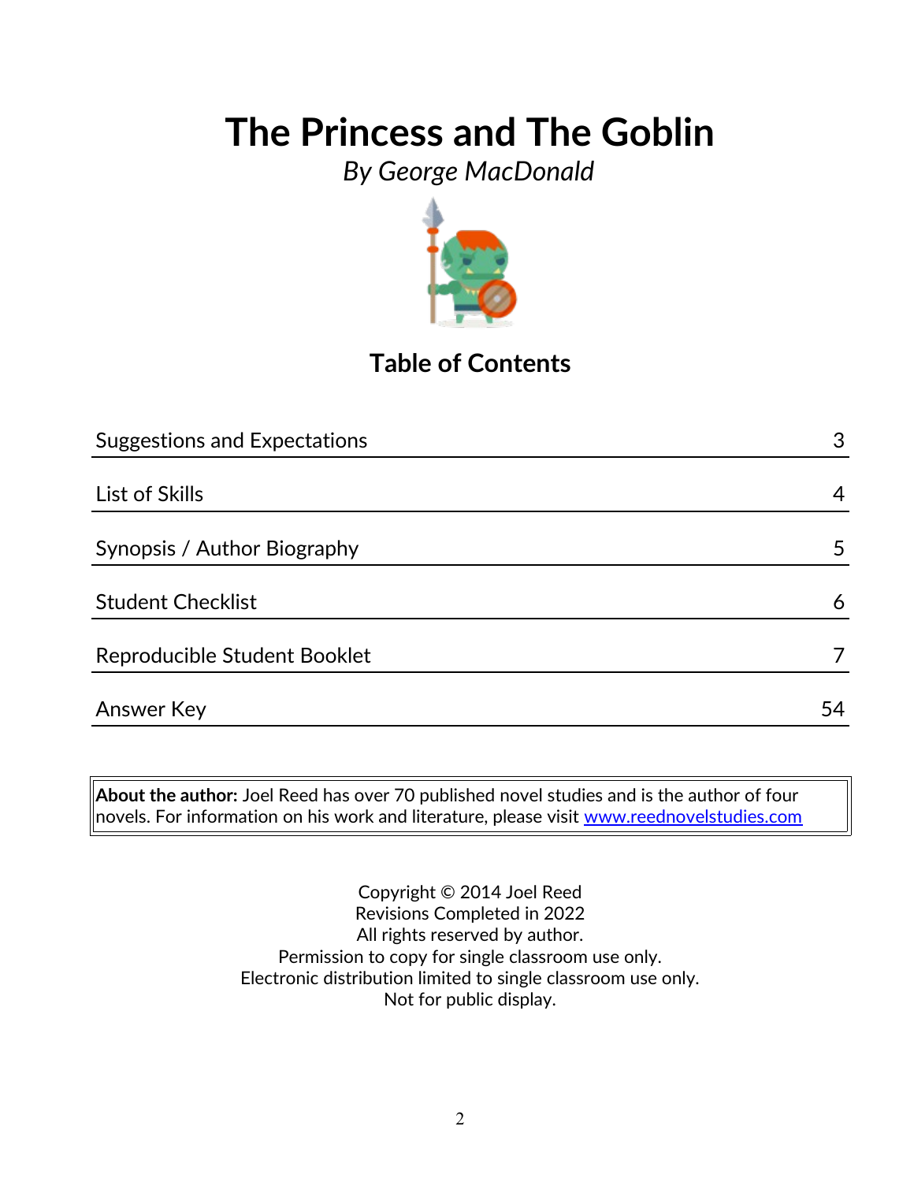# The Princess and The Goblin

*By George MacDonald*

## Table of Contents

| | |
|---|---|
| Suggestions and Expectations | 3 |
| List of Skills | 4 |
| Synopsis / Author Biography | 5 |
| Student Checklist | 6 |
| Reproducible Student Booklet | 7 |
| Answer Key | 54 |

**About the author:** Joel Reed has over 70 published novel studies and is the author of four novels. For information on his work and literature, please visit [www.reednovelstudies.com](www.reednovelstudies.com)

Copyright © 2014 Joel Reed
Revisions Completed in 2022
All rights reserved by author.
Permission to copy for single classroom use only.
Electronic distribution limited to single classroom use only.
Not for public display.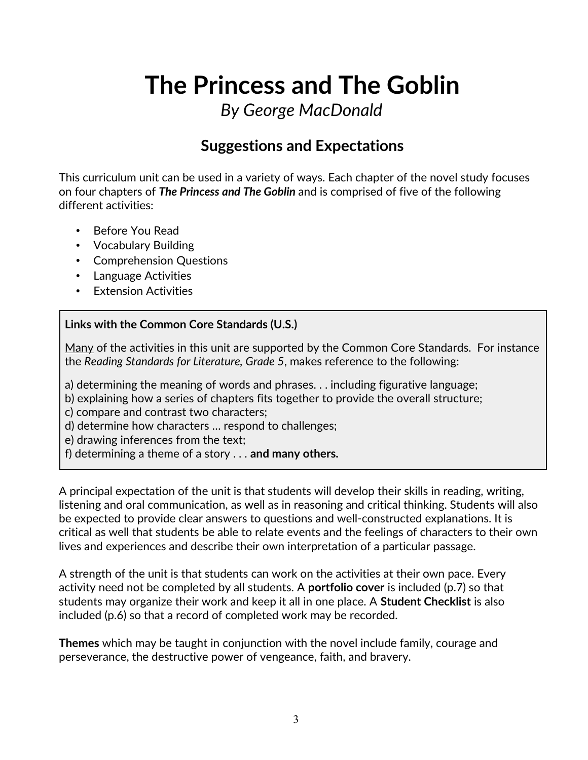# The Princess and The Goblin

*By George MacDonald*

## Suggestions and Expectations

This curriculum unit can be used in a variety of ways. Each chapter of the novel study focuses on four chapters of ***The Princess and The Goblin*** and is comprised of five of the following different activities:

- Before You Read
- Vocabulary Building
- Comprehension Questions
- Language Activities
- Extension Activities

> **Links with the Common Core Standards (U.S.)**
>
> <u>Many</u> of the activities in this unit are supported by the Common Core Standards. For instance the *Reading Standards for Literature, Grade 5*, makes reference to the following:
>
> a) determining the meaning of words and phrases. . . including figurative language;
> b) explaining how a series of chapters fits together to provide the overall structure;
> c) compare and contrast two characters;
> d) determine how characters … respond to challenges;
> e) drawing inferences from the text;
> f) determining a theme of a story . . . **and many others.**

A principal expectation of the unit is that students will develop their skills in reading, writing, listening and oral communication, as well as in reasoning and critical thinking. Students will also be expected to provide clear answers to questions and well-constructed explanations. It is critical as well that students be able to relate events and the feelings of characters to their own lives and experiences and describe their own interpretation of a particular passage.

A strength of the unit is that students can work on the activities at their own pace. Every activity need not be completed by all students. A **portfolio cover** is included (p.7) so that students may organize their work and keep it all in one place. A **Student Checklist** is also included (p.6) so that a record of completed work may be recorded.

**Themes** which may be taught in conjunction with the novel include family, courage and perseverance, the destructive power of vengeance, faith, and bravery.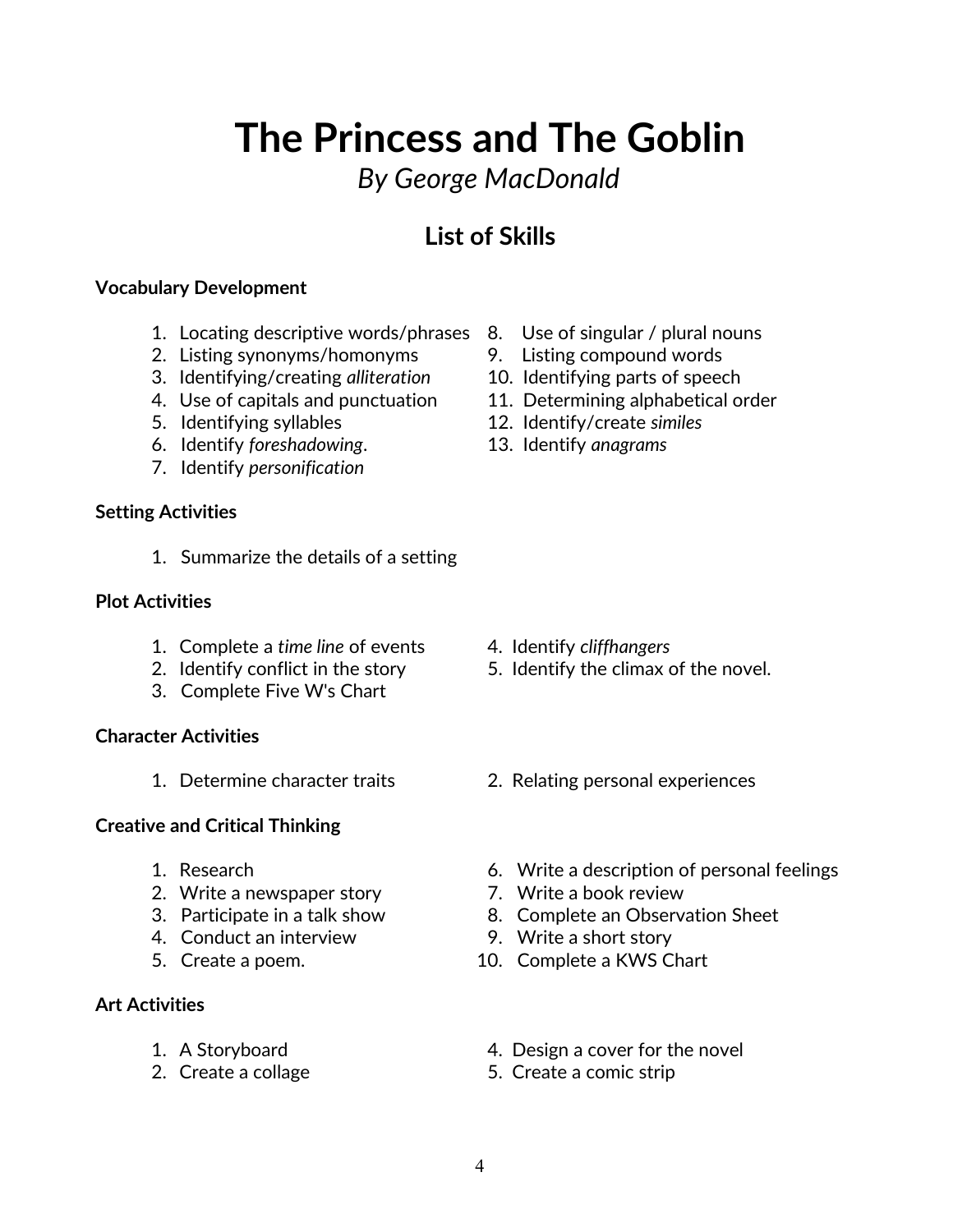# The Princess and The Goblin

*By George MacDonald*

## List of Skills

**Vocabulary Development**

1. Locating descriptive words/phrases
2. Listing synonyms/homonyms
3. Identifying/creating *alliteration*
4. Use of capitals and punctuation
5. Identifying syllables
6. Identify *foreshadowing*.
7. Identify *personification*
8. Use of singular / plural nouns
9. Listing compound words
10. Identifying parts of speech
11. Determining alphabetical order
12. Identify/create *similes*
13. Identify *anagrams*

**Setting Activities**

1. Summarize the details of a setting

**Plot Activities**

1. Complete a *time line* of events
2. Identify conflict in the story
3. Complete Five W's Chart
4. Identify *cliffhangers*
5. Identify the climax of the novel.

**Character Activities**

1. Determine character traits
2. Relating personal experiences

**Creative and Critical Thinking**

1. Research
2. Write a newspaper story
3. Participate in a talk show
4. Conduct an interview
5. Create a poem.
6. Write a description of personal feelings
7. Write a book review
8. Complete an Observation Sheet
9. Write a short story
10. Complete a KWS Chart

**Art Activities**

1. A Storyboard
2. Create a collage
4. Design a cover for the novel
5. Create a comic strip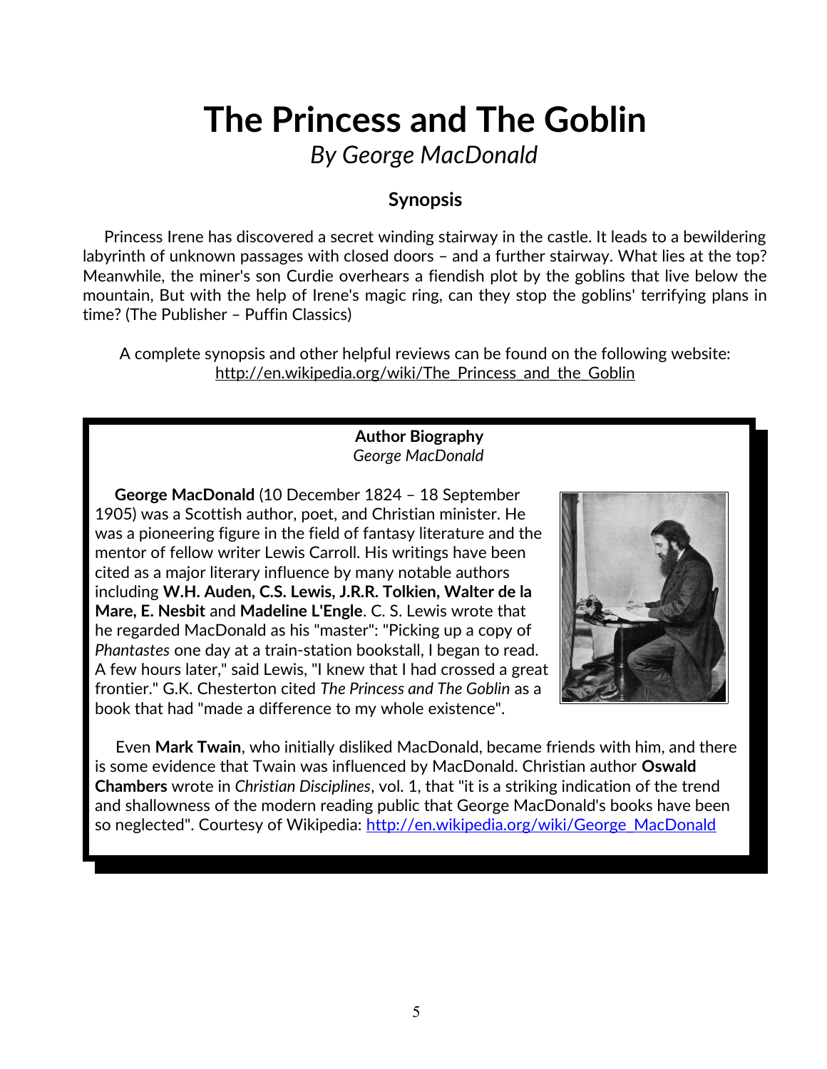# The Princess and The Goblin

*By George MacDonald*

### Synopsis

Princess Irene has discovered a secret winding stairway in the castle. It leads to a bewildering labyrinth of unknown passages with closed doors – and a further stairway. What lies at the top? Meanwhile, the miner's son Curdie overhears a fiendish plot by the goblins that live below the mountain, But with the help of Irene's magic ring, can they stop the goblins' terrifying plans in time? (The Publisher – Puffin Classics)

A complete synopsis and other helpful reviews can be found on the following website: http://en.wikipedia.org/wiki/The_Princess_and_the_Goblin

**Author Biography**
*George MacDonald*

**George MacDonald** (10 December 1824 – 18 September 1905) was a Scottish author, poet, and Christian minister. He was a pioneering figure in the field of fantasy literature and the mentor of fellow writer Lewis Carroll. His writings have been cited as a major literary influence by many notable authors including **W.H. Auden, C.S. Lewis, J.R.R. Tolkien, Walter de la Mare, E. Nesbit** and **Madeline L'Engle**. C. S. Lewis wrote that he regarded MacDonald as his "master": "Picking up a copy of *Phantastes* one day at a train-station bookstall, I began to read. A few hours later," said Lewis, "I knew that I had crossed a great frontier." G.K. Chesterton cited *The Princess and The Goblin* as a book that had "made a difference to my whole existence".

Even **Mark Twain**, who initially disliked MacDonald, became friends with him, and there is some evidence that Twain was influenced by MacDonald. Christian author **Oswald Chambers** wrote in *Christian Disciplines*, vol. 1, that "it is a striking indication of the trend and shallowness of the modern reading public that George MacDonald's books have been so neglected". Courtesy of Wikipedia: http://en.wikipedia.org/wiki/George_MacDonald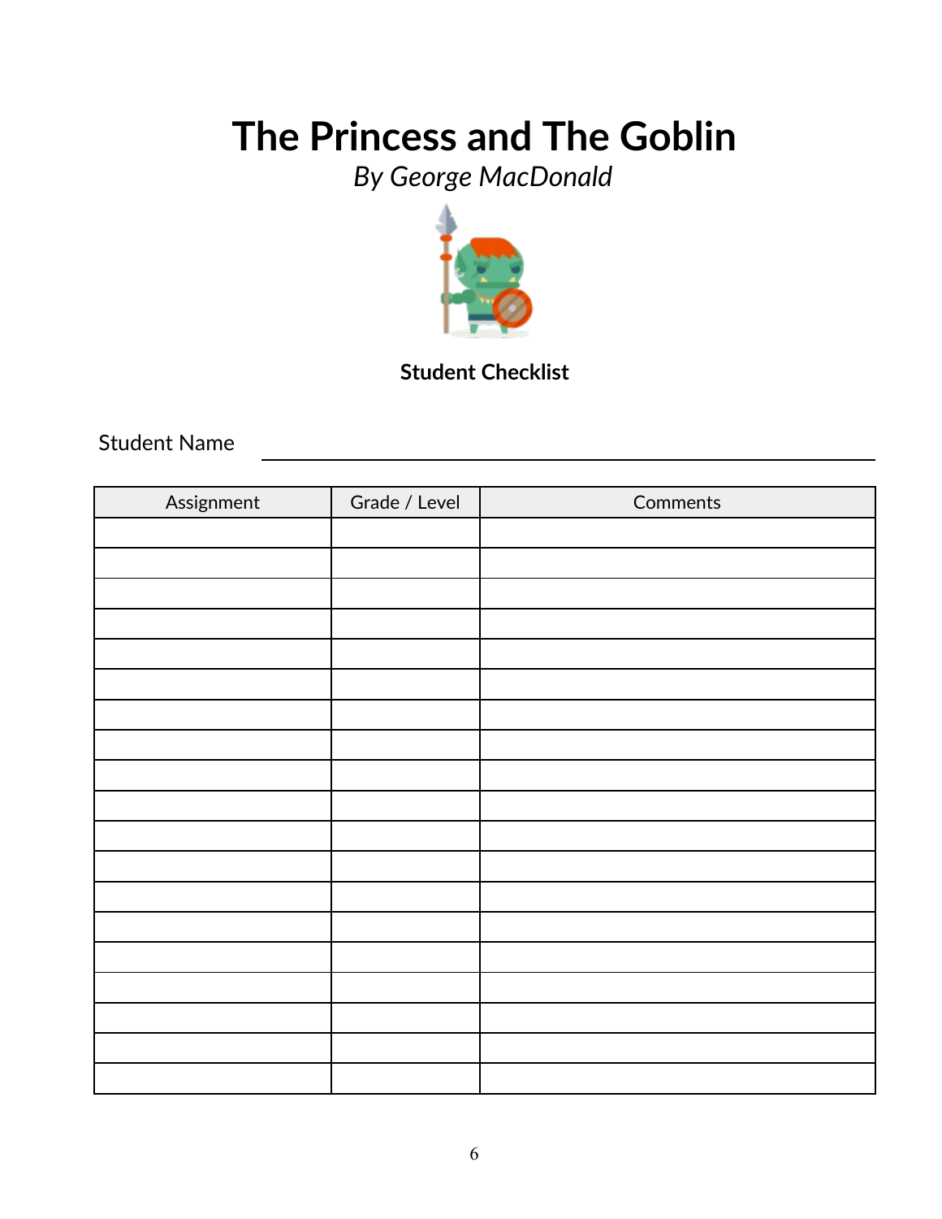# The Princess and The Goblin

*By George MacDonald*

**Student Checklist**

Student Name ______________________________

| Assignment | Grade / Level | Comments |
|---|---|---|
| | | |
| | | |
| | | |
| | | |
| | | |
| | | |
| | | |
| | | |
| | | |
| | | |
| | | |
| | | |
| | | |
| | | |
| | | |
| | | |
| | | |
| | | |
| | | |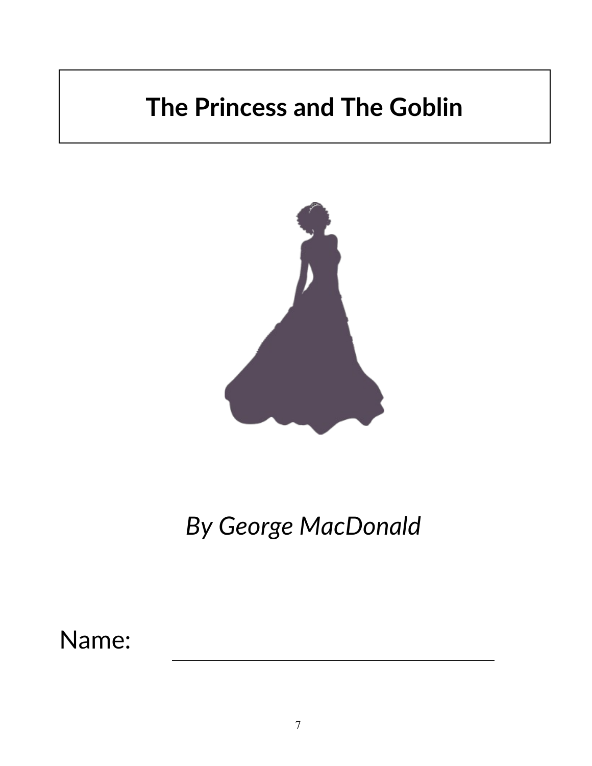# The Princess and The Goblin

*By George MacDonald*

Name: ______________________________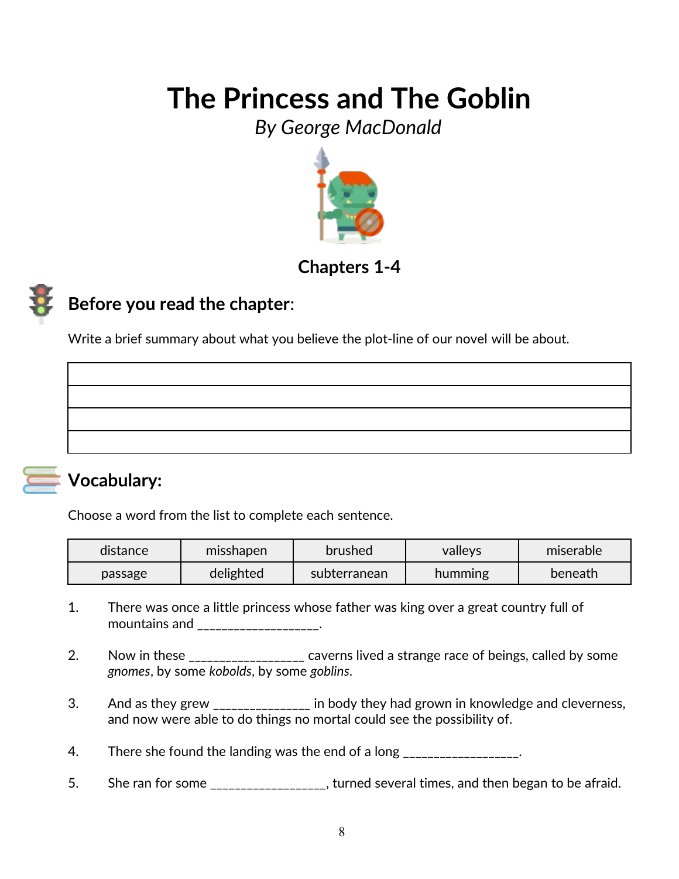# The Princess and The Goblin

*By George MacDonald*

### Chapters 1-4

## Before you read the chapter:

Write a brief summary about what you believe the plot-line of our novel will be about.

| |
|---|
| |
| |
| |
| |

## Vocabulary:

Choose a word from the list to complete each sentence.

| distance | misshapen | brushed | valleys | miserable |
|---|---|---|---|---|
| passage | delighted | subterranean | humming | beneath |

1. There was once a little princess whose father was king over a great country full of mountains and __________________.

2. Now in these _________________ caverns lived a strange race of beings, called by some *gnomes*, by some *kobolds*, by some *goblins*.

3. And as they grew _______________ in body they had grown in knowledge and cleverness, and now were able to do things no mortal could see the possibility of.

4. There she found the landing was the end of a long _________________.

5. She ran for some _________________, turned several times, and then began to be afraid.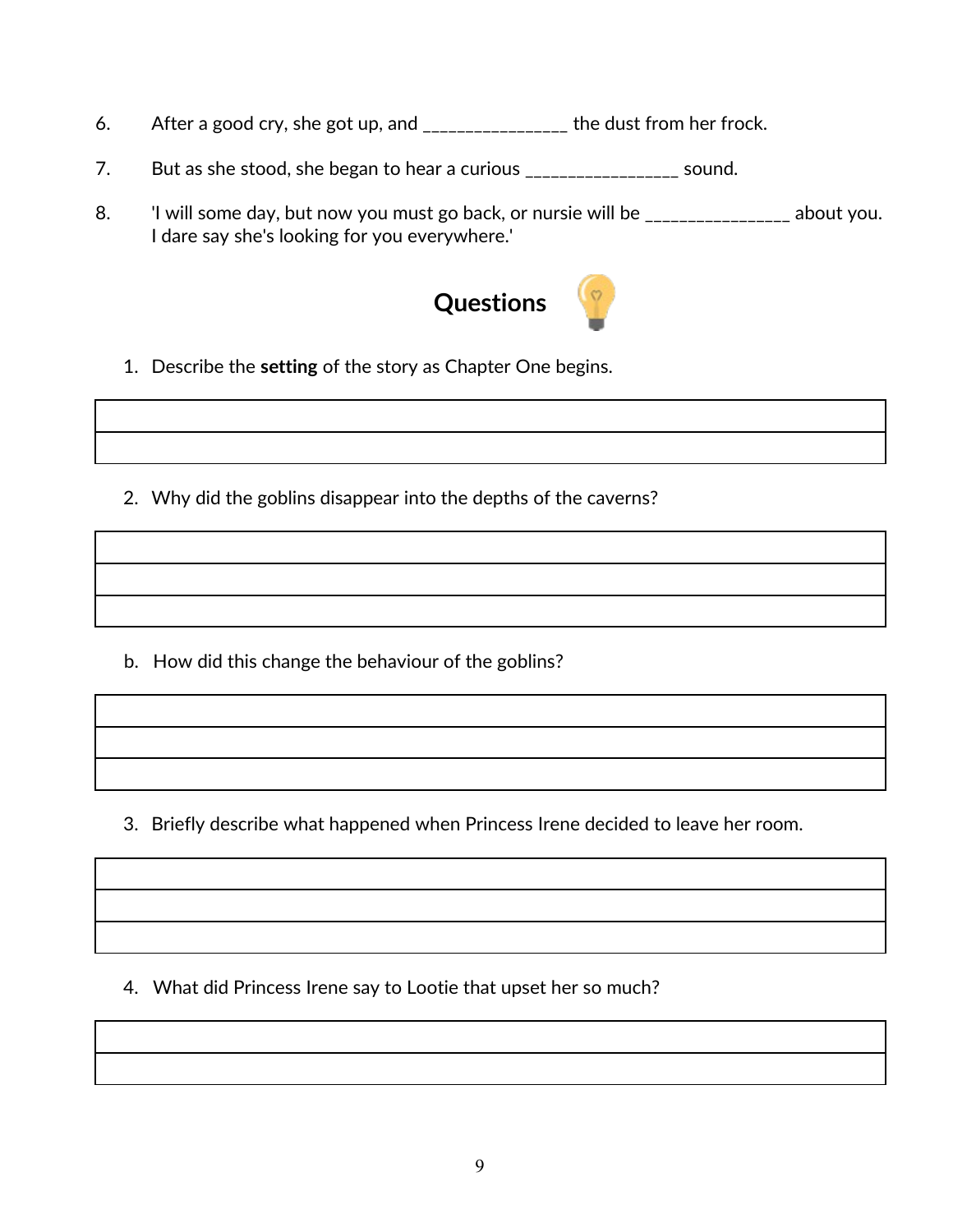6. After a good cry, she got up, and ________________ the dust from her frock.

7. But as she stood, she began to hear a curious _________________ sound.

8. 'I will some day, but now you must go back, or nursie will be ________________ about you. I dare say she's looking for you everywhere.'

## Questions

1. Describe the **setting** of the story as Chapter One begins.

| |
|---|
| |

2. Why did the goblins disappear into the depths of the caverns?

| |
|---|
| |
| |

b. How did this change the behaviour of the goblins?

| |
|---|
| |
| |

3. Briefly describe what happened when Princess Irene decided to leave her room.

| |
|---|
| |
| |

4. What did Princess Irene say to Lootie that upset her so much?

| |
|---|
| |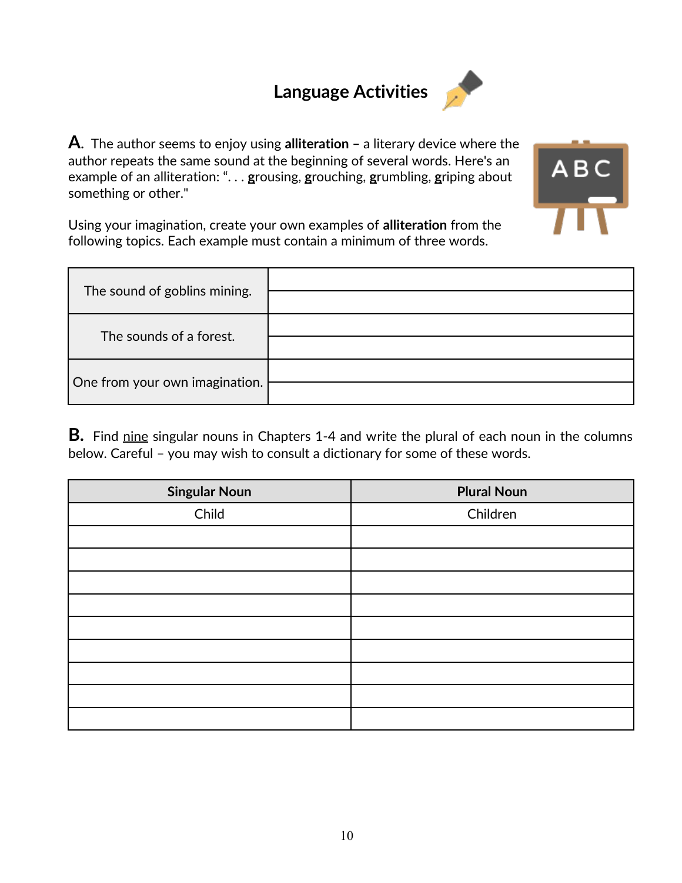## Language Activities

**A.** The author seems to enjoy using **alliteration –** a literary device where the author repeats the same sound at the beginning of several words. Here's an example of an alliteration: ". . . <u>g</u>rousing, <u>g</u>rouching, <u>g</u>rumbling, <u>g</u>riping about something or other."

Using your imagination, create your own examples of **alliteration** from the following topics. Each example must contain a minimum of three words.

| | |
|---|---|
| The sound of goblins mining. | |
| | |
| The sounds of a forest. | |
| | |
| One from your own imagination. | |
| | |

**B.** Find <u>nine</u> singular nouns in Chapters 1-4 and write the plural of each noun in the columns below. Careful – you may wish to consult a dictionary for some of these words.

| Singular Noun | Plural Noun |
|---|---|
| Child | Children |
| | |
| | |
| | |
| | |
| | |
| | |
| | |
| | |
| | |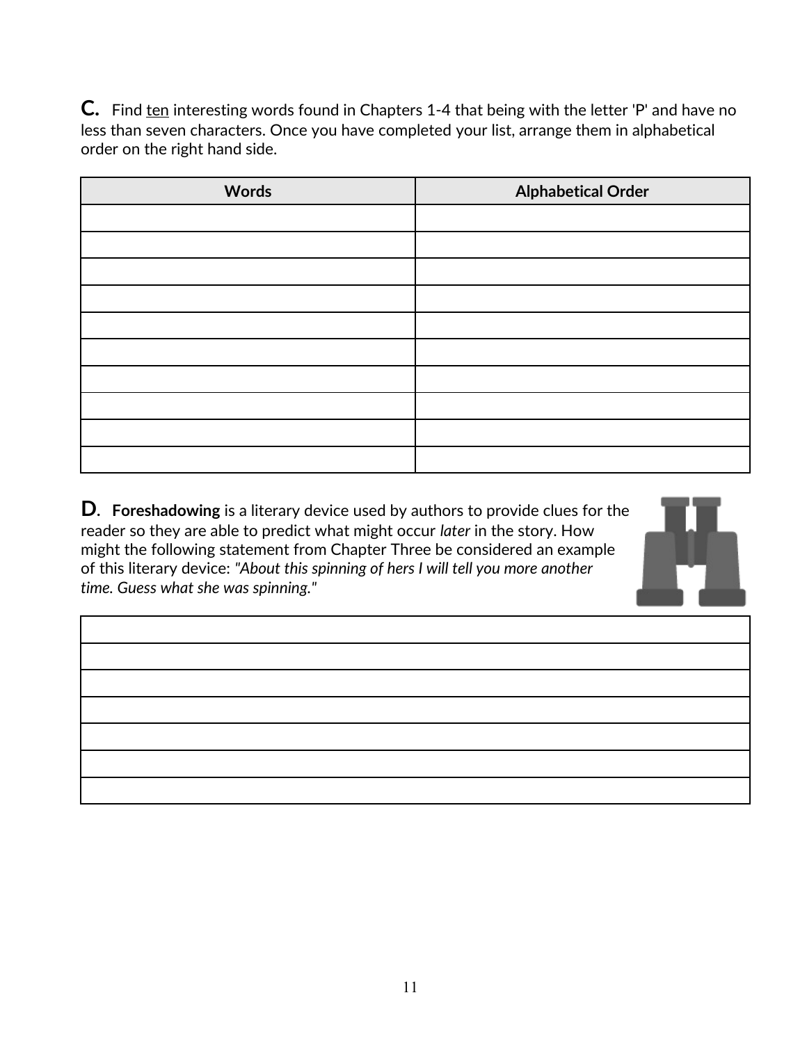**C.** Find <u>ten</u> interesting words found in Chapters 1-4 that being with the letter 'P' and have no less than seven characters. Once you have completed your list, arrange them in alphabetical order on the right hand side.

| Words | Alphabetical Order |
|---|---|
| | |
| | |
| | |
| | |
| | |
| | |
| | |
| | |
| | |
| | |

**D.** **Foreshadowing** is a literary device used by authors to provide clues for the reader so they are able to predict what might occur *later* in the story. How might the following statement from Chapter Three be considered an example of this literary device: *"About this spinning of hers I will tell you more another time. Guess what she was spinning."*

| |
|---|
| |
| |
| |
| |
| |
| |
| |